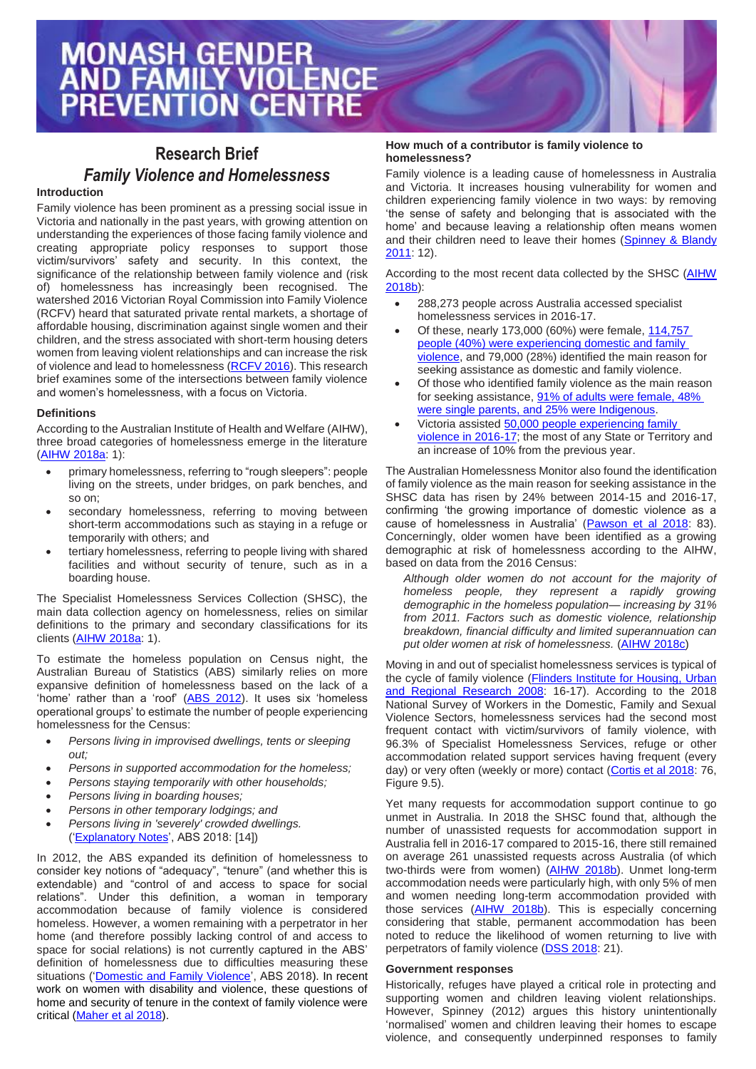# MONASH GENDER AND FAMILY VIOLENCE PREVENTION CENTRE

## Research Brief

## *Family Violence and Homelessness*

### Introduction

Family violence has been prominent as a pressing social issue in Victoria and nationally in the past years, with growing attention on understanding the experiences of those facing family violence and creating appropriate policy responses to support those victim/survivors' safety and security. In this context, the significance of the relationship between family violence and (risk of) homelessness has increasingly been recognised. The watershed 2016 Victorian Royal Commission into Family Violence (RCFV) heard that saturated private rental markets, a shortage of affordable housing, discrimination against single women and their children, and the stress associated with short-term housing deters women from leaving violent relationships and can increase the risk of violence and lead to homelessness (RCFV 2016). This research brief examines some of the intersections between family violence and women's homelessness, with a focus on Victoria.

### Definitions

According to the Australian Institute of Health and Welfare (AIHW), three broad categories of homelessness emerge in the literature (AIHW 2018a: 1):

- primary homelessness, referring to "rough sleepers": people living on the streets, under bridges, on park benches, and so on;
- secondary homelessness, referring to moving between short-term accommodations such as staying in a refuge or temporarily with others; and
- tertiary homelessness, referring to people living with shared facilities and without security of tenure, such as in a boarding house.

The Specialist Homelessness Services Collection (SHSC), the main data collection agency on homelessness, relies on similar definitions to the primary and secondary classifications for its clients (AIHW 2018a: 1).

To estimate the homeless population on Census night, the Australian Bureau of Statistics (ABS) similarly relies on more expansive definition of homelessness based on the lack of a 'home' rather than a 'roof' (ABS 2012). It uses six 'homeless operational groups' to estimate the number of people experiencing homelessness for the Census:

- *Persons living in improvised dwellings, tents or sleeping out;*
- *Persons in supported accommodation for the homeless;*
- *Persons staying temporarily with other households;*
- *Persons living in boarding houses;*
- *Persons in other temporary lodgings; and*
- *Persons living in 'severely' crowded dwellings.*
('Explanatory Notes', ABS 2018: [14])

In 2012, the ABS expanded its definition of homelessness to consider key notions of "adequacy", "tenure" (and whether this is extendable) and "control of and access to space for social relations". Under this definition, a woman in temporary accommodation because of family violence is considered homeless. However, a women remaining with a perpetrator in her home (and therefore possibly lacking control of and access to space for social relations) is not currently captured in the ABS' definition of homelessness due to difficulties measuring these situations ('Domestic and Family Violence', ABS 2018). In recent work on women with disability and violence, these questions of home and security of tenure in the context of family violence were critical (Maher et al 2018).

### How much of a contributor is family violence to homelessness?

Family violence is a leading cause of homelessness in Australia and Victoria. It increases housing vulnerability for women and children experiencing family violence in two ways: by removing 'the sense of safety and belonging that is associated with the home' and because leaving a relationship often means women and their children need to leave their homes (Spinney & Blandy 2011: 12).

According to the most recent data collected by the SHSC (AIHW 2018b):

- 288,273 people across Australia accessed specialist homelessness services in 2016-17.
- Of these, nearly 173,000 (60%) were female, 114,757 people (40%) were experiencing domestic and family violence, and 79,000 (28%) identified the main reason for seeking assistance as domestic and family violence.
- Of those who identified family violence as the main reason for seeking assistance, 91% of adults were female, 48% were single parents, and 25% were Indigenous.
- Victoria assisted 50,000 people experiencing family violence in 2016-17; the most of any State or Territory and an increase of 10% from the previous year.

The Australian Homelessness Monitor also found the identification of family violence as the main reason for seeking assistance in the SHSC data has risen by 24% between 2014-15 and 2016-17, confirming 'the growing importance of domestic violence as a cause of homelessness in Australia' (Pawson et al 2018: 83). Concerningly, older women have been identified as a growing demographic at risk of homelessness according to the AIHW, based on data from the 2016 Census:

> *Although older women do not account for the majority of homeless people, they represent a rapidly growing demographic in the homeless population— increasing by 31% from 2011. Factors such as domestic violence, relationship breakdown, financial difficulty and limited superannuation can put older women at risk of homelessness.* (AIHW 2018c)

Moving in and out of specialist homelessness services is typical of the cycle of family violence (Flinders Institute for Housing, Urban and Regional Research 2008: 16-17). According to the 2018 National Survey of Workers in the Domestic, Family and Sexual Violence Sectors, homelessness services had the second most frequent contact with victim/survivors of family violence, with 96.3% of Specialist Homelessness Services, refuge or other accommodation related support services having frequent (every day) or very often (weekly or more) contact (Cortis et al 2018: 76, Figure 9.5).

Yet many requests for accommodation support continue to go unmet in Australia. In 2018 the SHSC found that, although the number of unassisted requests for accommodation support in Australia fell in 2016-17 compared to 2015-16, there still remained on average 261 unassisted requests across Australia (of which two-thirds were from women) (AIHW 2018b). Unmet long-term accommodation needs were particularly high, with only 5% of men and women needing long-term accommodation provided with those services (AIHW 2018b). This is especially concerning considering that stable, permanent accommodation has been noted to reduce the likelihood of women returning to live with perpetrators of family violence (DSS 2018: 21).

### Government responses

Historically, refuges have played a critical role in protecting and supporting women and children leaving violent relationships. However, Spinney (2012) argues this history unintentionally 'normalised' women and children leaving their homes to escape violence, and consequently underpinned responses to family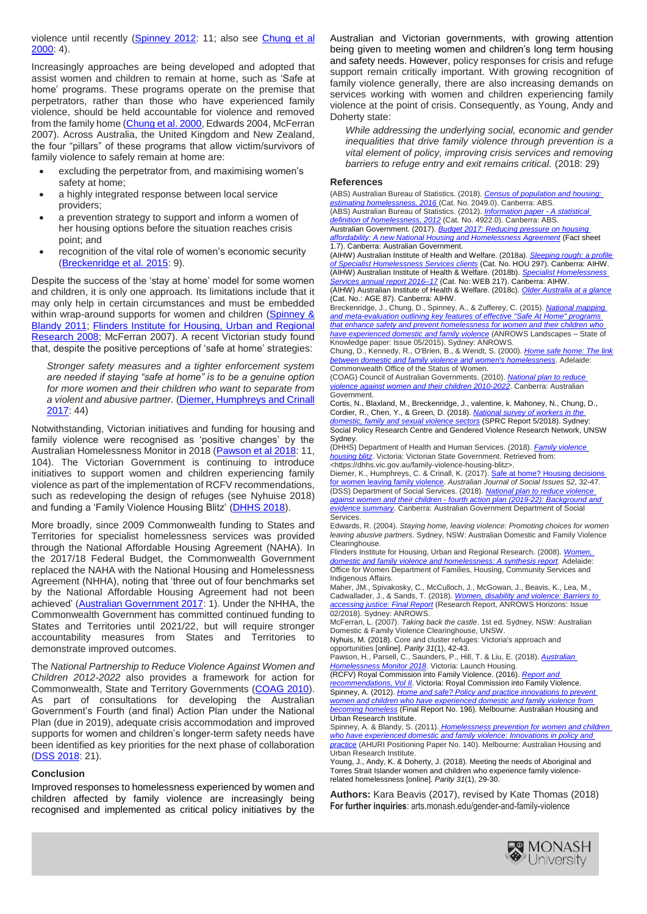violence until recently (Spinney 2012: 11; also see Chung et al 2000: 4).

Increasingly approaches are being developed and adopted that assist women and children to remain at home, such as 'Safe at home' programs. These programs operate on the premise that perpetrators, rather than those who have experienced family violence, should be held accountable for violence and removed from the family home (Chung et al. 2000, Edwards 2004, McFerran 2007). Across Australia, the United Kingdom and New Zealand, the four "pillars" of these programs that allow victim/survivors of family violence to safely remain at home are:

- excluding the perpetrator from, and maximising women's safety at home;
- a highly integrated response between local service providers;
- a prevention strategy to support and inform a women of her housing options before the situation reaches crisis point; and
- recognition of the vital role of women's economic security (Breckenridge et al. 2015: 9).

Despite the success of the 'stay at home' model for some women and children, it is only one approach. Its limitations include that it may only help in certain circumstances and must be embedded within wrap-around supports for women and children (Spinney & Blandy 2011; Flinders Institute for Housing, Urban and Regional Research 2008; McFerran 2007). A recent Victorian study found that, despite the positive perceptions of 'safe at home' strategies:

> *Stronger safety measures and a tighter enforcement system are needed if staying "safe at home" is to be a genuine option for more women and their children who want to separate from a violent and abusive partner.* (Diemer, Humphreys and Crinall 2017: 44)

Notwithstanding, Victorian initiatives and funding for housing and family violence were recognised as 'positive changes' by the Australian Homelessness Monitor in 2018 (Pawson et al 2018: 11, 104). The Victorian Government is continuing to introduce initiatives to support women and children experiencing family violence as part of the implementation of RCFV recommendations, such as redeveloping the design of refuges (see Nyhuise 2018) and funding a 'Family Violence Housing Blitz' (DHHS 2018).

More broadly, since 2009 Commonwealth funding to States and Territories for specialist homelessness services was provided through the National Affordable Housing Agreement (NAHA). In the 2017/18 Federal Budget, the Commonwealth Government replaced the NAHA with the National Housing and Homelessness Agreement (NHHA), noting that 'three out of four benchmarks set by the National Affordable Housing Agreement had not been achieved' (Australian Government 2017: 1). Under the NHHA, the Commonwealth Government has committed continued funding to States and Territories until 2021/22, but will require stronger accountability measures from States and Territories to demonstrate improved outcomes.

The *National Partnership to Reduce Violence Against Women and Children 2012-2022* also provides a framework for action for Commonwealth, State and Territory Governments (COAG 2010). As part of consultations for developing the Australian Government's Fourth (and final) Action Plan under the National Plan (due in 2019), adequate crisis accommodation and improved supports for women and children's longer-term safety needs have been identified as key priorities for the next phase of collaboration (DSS 2018: 21).

### Conclusion

Improved responses to homelessness experienced by women and children affected by family violence are increasingly being recognised and implemented as critical policy initiatives by the Australian and Victorian governments, with growing attention being given to meeting women and children's long term housing and safety needs. However, policy responses for crisis and refuge support remain critically important. With growing recognition of family violence generally, there are also increasing demands on services working with women and children experiencing family violence at the point of crisis. Consequently, as Young, Andy and Doherty state:

> *While addressing the underlying social, economic and gender inequalities that drive family violence through prevention is a vital element of policy, improving crisis services and removing barriers to refuge entry and exit remains critical.* (2018: 29)

### References

(ABS) Australian Bureau of Statistics. (2018). *Census of population and housing: estimating homelessness, 2016* (Cat. No. 2049.0). Canberra: ABS.

(ABS) Australian Bureau of Statistics. (2012). *Information paper - A statistical definition of homelessness, 2012* (Cat. No. 4922.0). Canberra: ABS.

Australian Government. (2017). *Budget 2017: Reducing pressure on housing affordability: A new National Housing and Homelessness Agreement* (Fact sheet 1.7). Canberra: Australian Government.

(AIHW) Australian Institute of Health and Welfare. (2018a). *Sleeping rough: a profile of Specialist Homelessness Services clients* (Cat. No. HOU 297). Canberra: AIHW.

(AIHW) Australian Institute of Health & Welfare. (2018b). *Specialist Homelessness Services annual report 2016–17* (Cat. No: WEB 217). Canberra: AIHW.

(AIHW) Australian Institute of Health & Welfare. (2018c). *Older Australia at a glance* (Cat. No.: AGE 87). Canberra: AIHW.

Breckenridge, J., Chung, D., Spinney, A., & Zufferey, C. (2015). *National mapping and meta-evaluation outlining key features of effective "Safe At Home" programs that enhance safety and prevent homelessness for women and their children who have experienced domestic and family violence* (ANROWS Landscapes – State of Knowledge paper: Issue 05/2015). Sydney: ANROWS.

Chung, D., Kennedy, R., O'Brien, B., & Wendt, S. (2000). *Home safe home: The link between domestic and family violence and women's homelessness*. Adelaide: Commonwealth Office of the Status of Women.

(COAG) Council of Australian Governments. (2010). *National plan to reduce violence against women and their children 2010-2022*. Canberra: Australian Government.

Cortis, N., Blaxland, M., Breckenridge, J., valentine, k. Mahoney, N., Chung, D., Cordier, R., Chen, Y., & Green, D. (2018). *National survey of workers in the domestic, family and sexual violence sectors* (SPRC Report 5/2018). Sydney: Social Policy Research Centre and Gendered Violence Research Network, UNSW Sydney.

(DHHS) Department of Health and Human Services. (2018). *Family violence housing blitz*. Victoria: Victorian State Government. Retrieved from: <https://dhhs.vic.gov.au/family-violence-housing-blitz>.

Diemer, K., Humphreys, C. & Crinall, K. (2017). Safe at home? Housing decisions for women leaving family violence. *Australian Journal of Social Issues 52*, 32-47.

(DSS) Department of Social Services. (2018). *National plan to reduce violence against women and their children - fourth action plan (2019-22): Background and evidence summary*. Canberra: Australian Government Department of Social Services.

Edwards, R. (2004). *Staying home, leaving violence: Promoting choices for women leaving abusive partners*. Sydney, NSW: Australian Domestic and Family Violence Clearinghouse.

Flinders Institute for Housing, Urban and Regional Research. (2008). *Women, domestic and family violence and homelessness: A synthesis report*. Adelaide: Office for Women Department of Families, Housing, Community Services and Indigenous Affairs.

Maher, JM., Spivakosky, C., McCulloch, J., McGowan, J., Beavis, K., Lea, M., Cadwallader, J., & Sands, T. (2018). *Women, disability and violence: Barriers to accessing justice: Final Report* (Research Report, ANROWS Horizons: Issue 02/2018). Sydney: ANROWS.

McFerran, L. (2007). *Taking back the castle*. 1st ed. Sydney, NSW: Australian Domestic & Family Violence Clearinghouse, UNSW.

Nyhuis, M. (2018). Core and cluster refuges: Victoria's approach and opportunities [online]. *Parity 31*(1), 42-43.

Pawson, H., Parsell, C., Saunders, P., Hill, T. & Liu, E. (2018). *Australian Homelessness Monitor 2018*. Victoria: Launch Housing.

(RCFV) Royal Commission into Family Violence. (2016). *Report and recommendations, Vol II*. Victoria: Royal Commission into Family Violence.

Spinney, A. (2012). *Home and safe? Policy and practice innovations to prevent women and children who have experienced domestic and family violence from becoming homeless* (Final Report No. 196). Melbourne: Australian Housing and Urban Research Institute.

Spinney, A. & Blandy, S. (2011). *Homelessness prevention for women and children who have experienced domestic and family violence: Innovations in policy and practice* (AHURI Positioning Paper No. 140). Melbourne: Australian Housing and Urban Research Institute.

Young, J., Andy, K. & Doherty, J. (2018). Meeting the needs of Aboriginal and Torres Strait Islander women and children who experience family violence-related homelessness [online]. *Parity 31*(1), 29-30.

**Authors:** Kara Beavis (2017), revised by Kate Thomas (2018)

**For further inquiries**: arts.monash.edu/gender-and-family-violence